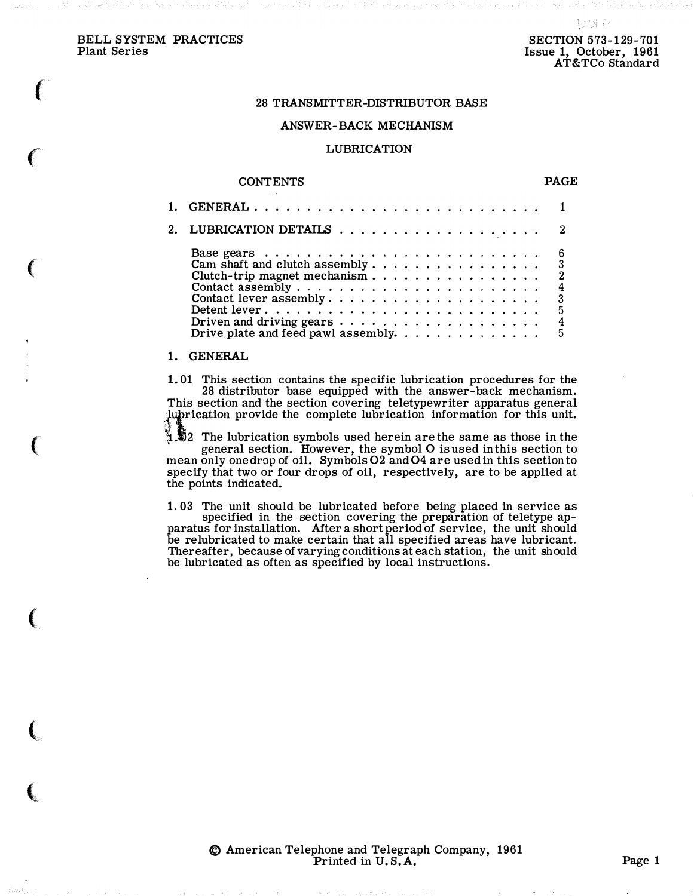BELL SYSTEM PRACTICES
Plant Series

SECTION 573-129-701
Issue 1, October, 1961
AT&TCo Standard

# 28 TRANSMITTER-DISTRIBUTOR BASE

# ANSWER-BACK MECHANISM

# LUBRICATION

| CONTENTS | PAGE |
|---|---|
| 1. GENERAL | 1 |
| 2. LUBRICATION DETAILS | 2 |
| Base gears | 6 |
| Cam shaft and clutch assembly | 3 |
| Clutch-trip magnet mechanism | 2 |
| Contact assembly | 4 |
| Contact lever assembly | 3 |
| Detent lever | 5 |
| Driven and driving gears | 4 |
| Drive plate and feed pawl assembly | 5 |

## 1. GENERAL

1.01 This section contains the specific lubrication procedures for the 28 distributor base equipped with the answer-back mechanism. This section and the section covering teletypewriter apparatus general lubrication provide the complete lubrication information for this unit.

1.02 The lubrication symbols used herein are the same as those in the general section. However, the symbol O is used in this section to mean only one drop of oil. Symbols O2 and O4 are used in this section to specify that two or four drops of oil, respectively, are to be applied at the points indicated.

1.03 The unit should be lubricated before being placed in service as specified in the section covering the preparation of teletype apparatus for installation. After a short period of service, the unit should be relubricated to make certain that all specified areas have lubricant. Thereafter, because of varying conditions at each station, the unit should be lubricated as often as specified by local instructions.

© American Telephone and Telegraph Company, 1961
Printed in U.S.A.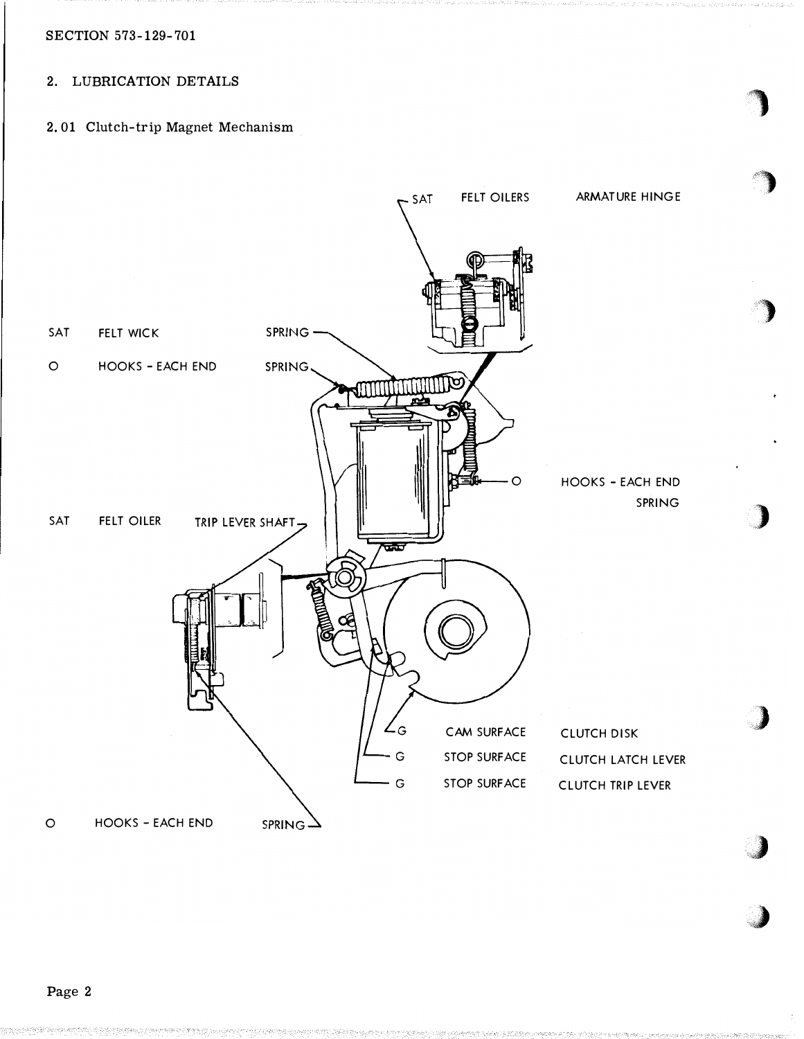## 2. LUBRICATION DETAILS

### 2.01 Clutch-trip Magnet Mechanism

SAT FELT OILERS ARMATURE HINGE

SAT FELT WICK SPRING

O HOOKS - EACH END SPRING

O HOOKS - EACH END SPRING

SAT FELT OILER TRIP LEVER SHAFT

G CAM SURFACE CLUTCH DISK

G STOP SURFACE CLUTCH LATCH LEVER

G STOP SURFACE CLUTCH TRIP LEVER

O HOOKS - EACH END SPRING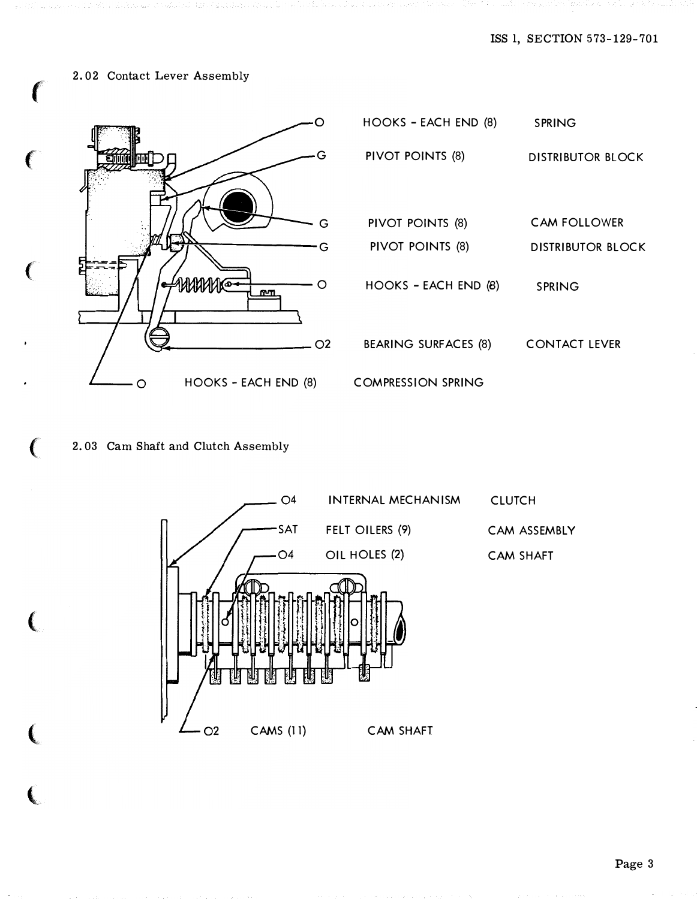2.02 Contact Lever Assembly

| | | |
|---|---|---|
| O | HOOKS - EACH END (8) | SPRING |
| G | PIVOT POINTS (8) | DISTRIBUTOR BLOCK |
| G | PIVOT POINTS (8) | CAM FOLLOWER |
| G | PIVOT POINTS (8) | DISTRIBUTOR BLOCK |
| O | HOOKS - EACH END (8) | SPRING |
| O2 | BEARING SURFACES (8) | CONTACT LEVER |
| O | HOOKS - EACH END (8) | COMPRESSION SPRING |

2.03 Cam Shaft and Clutch Assembly

| | | |
|---|---|---|
| O4 | INTERNAL MECHANISM | CLUTCH |
| SAT | FELT OILERS (9) | CAM ASSEMBLY |
| O4 | OIL HOLES (2) | CAM SHAFT |
| O2 | CAMS (11) | CAM SHAFT |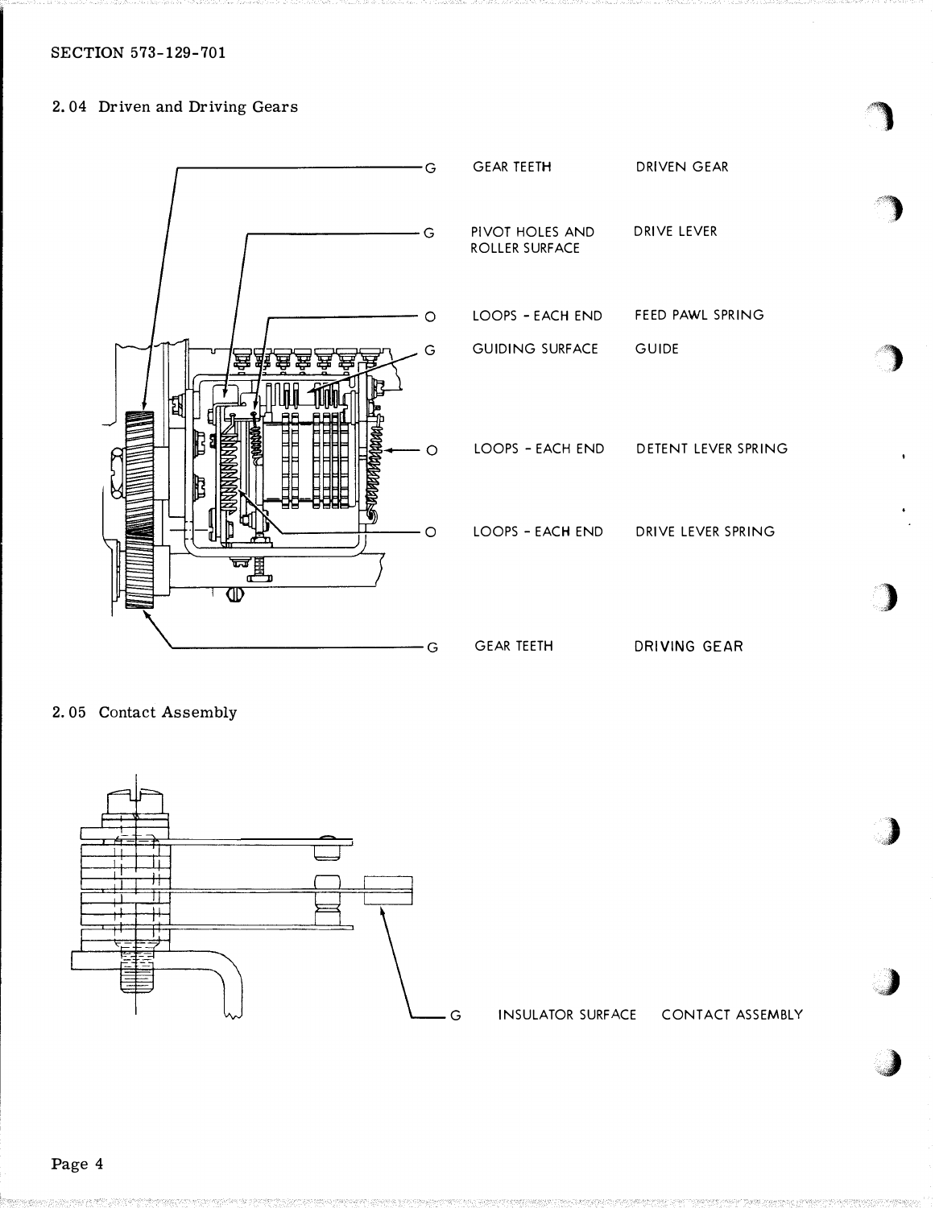## 2.04 Driven and Driving Gears

| | | |
|---|---|---|
| G | GEAR TEETH | DRIVEN GEAR |
| G | PIVOT HOLES AND ROLLER SURFACE | DRIVE LEVER |
| O | LOOPS - EACH END | FEED PAWL SPRING |
| G | GUIDING SURFACE | GUIDE |
| O | LOOPS - EACH END | DETENT LEVER SPRING |
| O | LOOPS - EACH END | DRIVE LEVER SPRING |
| G | GEAR TEETH | DRIVING GEAR |

## 2.05 Contact Assembly

| | | |
|---|---|---|
| G | INSULATOR SURFACE | CONTACT ASSEMBLY |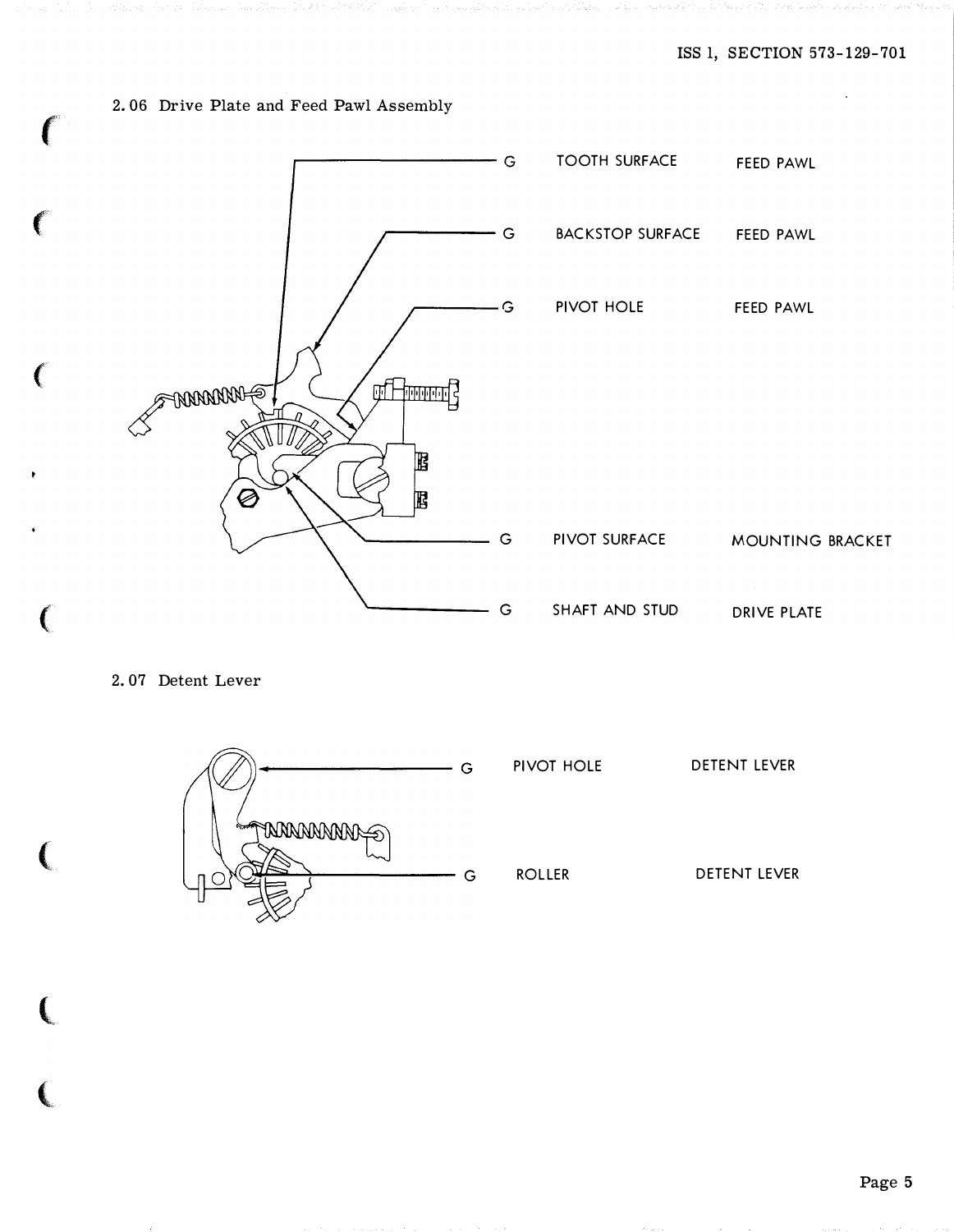2.06 Drive Plate and Feed Pawl Assembly

| | | |
|---|---|---|
| G | TOOTH SURFACE | FEED PAWL |
| G | BACKSTOP SURFACE | FEED PAWL |
| G | PIVOT HOLE | FEED PAWL |
| G | PIVOT SURFACE | MOUNTING BRACKET |
| G | SHAFT AND STUD | DRIVE PLATE |

2.07 Detent Lever

| | | |
|---|---|---|
| G | PIVOT HOLE | DETENT LEVER |
| G | ROLLER | DETENT LEVER |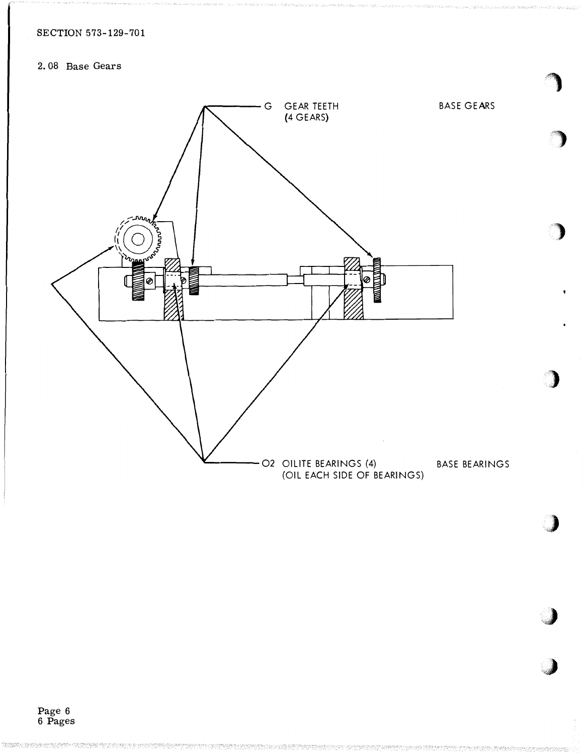2.08 Base Gears

G GEAR TEETH (4 GEARS)

BASE GEARS

O2 OILITE BEARINGS (4) (OIL EACH SIDE OF BEARINGS)

BASE BEARINGS